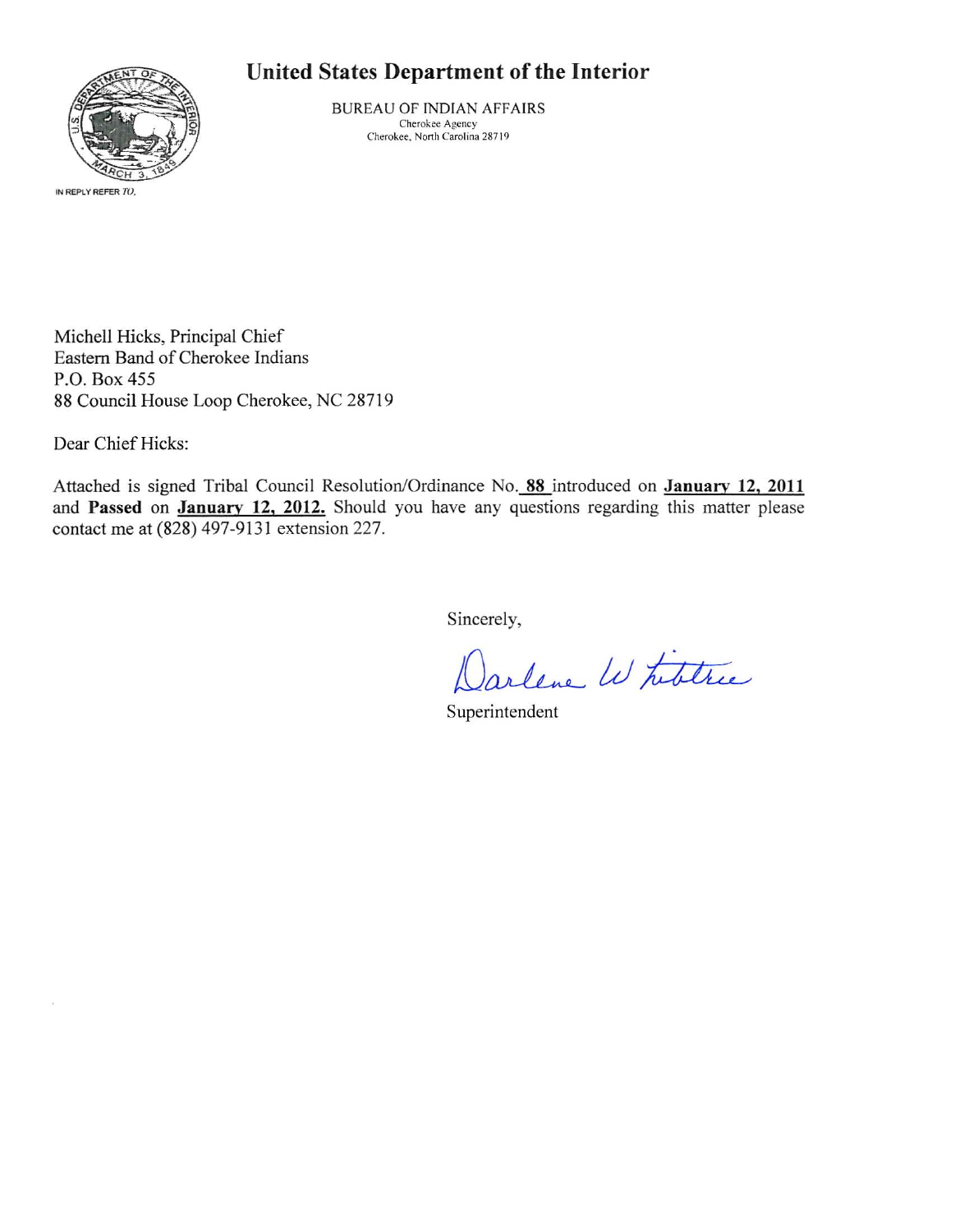# United States Department of the Interior

BUREAU OF INDIAN AFFAIRS
Cherokee Agency
Cherokee, North Carolina 28719

IN REPLY REFER TO:

Michell Hicks, Principal Chief
Eastern Band of Cherokee Indians
P.O. Box 455
88 Council House Loop Cherokee, NC 28719

Dear Chief Hicks:

Attached is signed Tribal Council Resolution/Ordinance No. **88** introduced on **January 12, 2011** and **Passed** on **January 12, 2012.** Should you have any questions regarding this matter please contact me at (828) 497-9131 extension 227.

Sincerely,

Darlene W Whitetree

Superintendent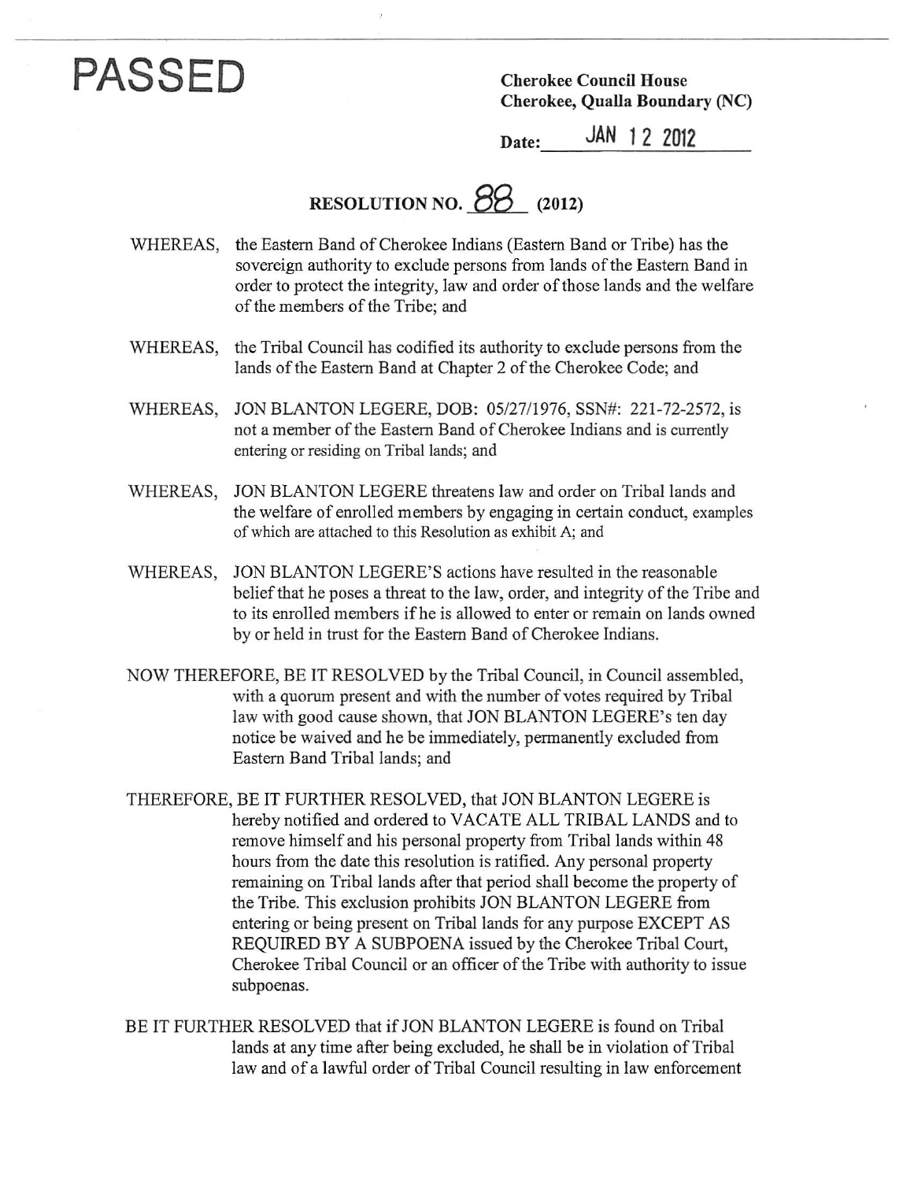**PASSED**

**Cherokee Council House**
**Cherokee, Qualla Boundary (NC)**

Date: JAN 12 2012

# RESOLUTION NO. 88 (2012)

WHEREAS, the Eastern Band of Cherokee Indians (Eastern Band or Tribe) has the sovereign authority to exclude persons from lands of the Eastern Band in order to protect the integrity, law and order of those lands and the welfare of the members of the Tribe; and

WHEREAS, the Tribal Council has codified its authority to exclude persons from the lands of the Eastern Band at Chapter 2 of the Cherokee Code; and

WHEREAS, JON BLANTON LEGERE, DOB: 05/27/1976, SSN#: 221-72-2572, is not a member of the Eastern Band of Cherokee Indians and is currently entering or residing on Tribal lands; and

WHEREAS, JON BLANTON LEGERE threatens law and order on Tribal lands and the welfare of enrolled members by engaging in certain conduct, examples of which are attached to this Resolution as exhibit A; and

WHEREAS, JON BLANTON LEGERE'S actions have resulted in the reasonable belief that he poses a threat to the law, order, and integrity of the Tribe and to its enrolled members if he is allowed to enter or remain on lands owned by or held in trust for the Eastern Band of Cherokee Indians.

NOW THEREFORE, BE IT RESOLVED by the Tribal Council, in Council assembled, with a quorum present and with the number of votes required by Tribal law with good cause shown, that JON BLANTON LEGERE's ten day notice be waived and he be immediately, permanently excluded from Eastern Band Tribal lands; and

THEREFORE, BE IT FURTHER RESOLVED, that JON BLANTON LEGERE is hereby notified and ordered to VACATE ALL TRIBAL LANDS and to remove himself and his personal property from Tribal lands within 48 hours from the date this resolution is ratified. Any personal property remaining on Tribal lands after that period shall become the property of the Tribe. This exclusion prohibits JON BLANTON LEGERE from entering or being present on Tribal lands for any purpose EXCEPT AS REQUIRED BY A SUBPOENA issued by the Cherokee Tribal Court, Cherokee Tribal Council or an officer of the Tribe with authority to issue subpoenas.

BE IT FURTHER RESOLVED that if JON BLANTON LEGERE is found on Tribal lands at any time after being excluded, he shall be in violation of Tribal law and of a lawful order of Tribal Council resulting in law enforcement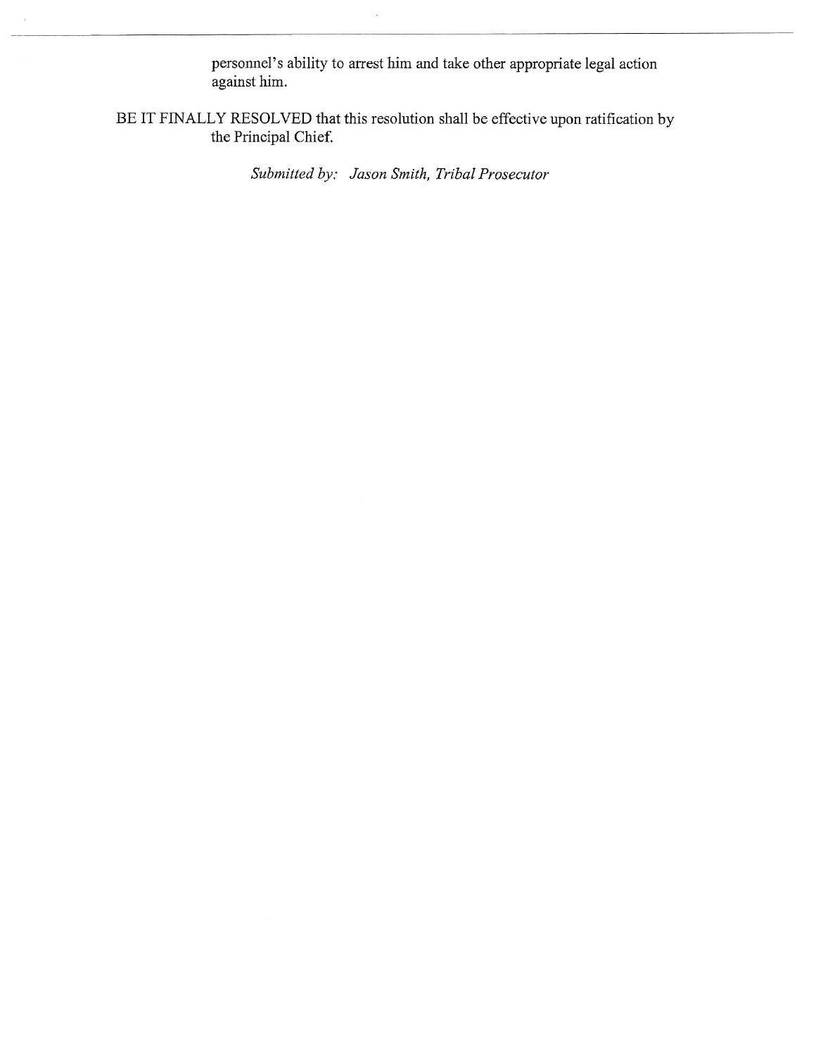personnel's ability to arrest him and take other appropriate legal action against him.

BE IT FINALLY RESOLVED that this resolution shall be effective upon ratification by the Principal Chief.

*Submitted by: Jason Smith, Tribal Prosecutor*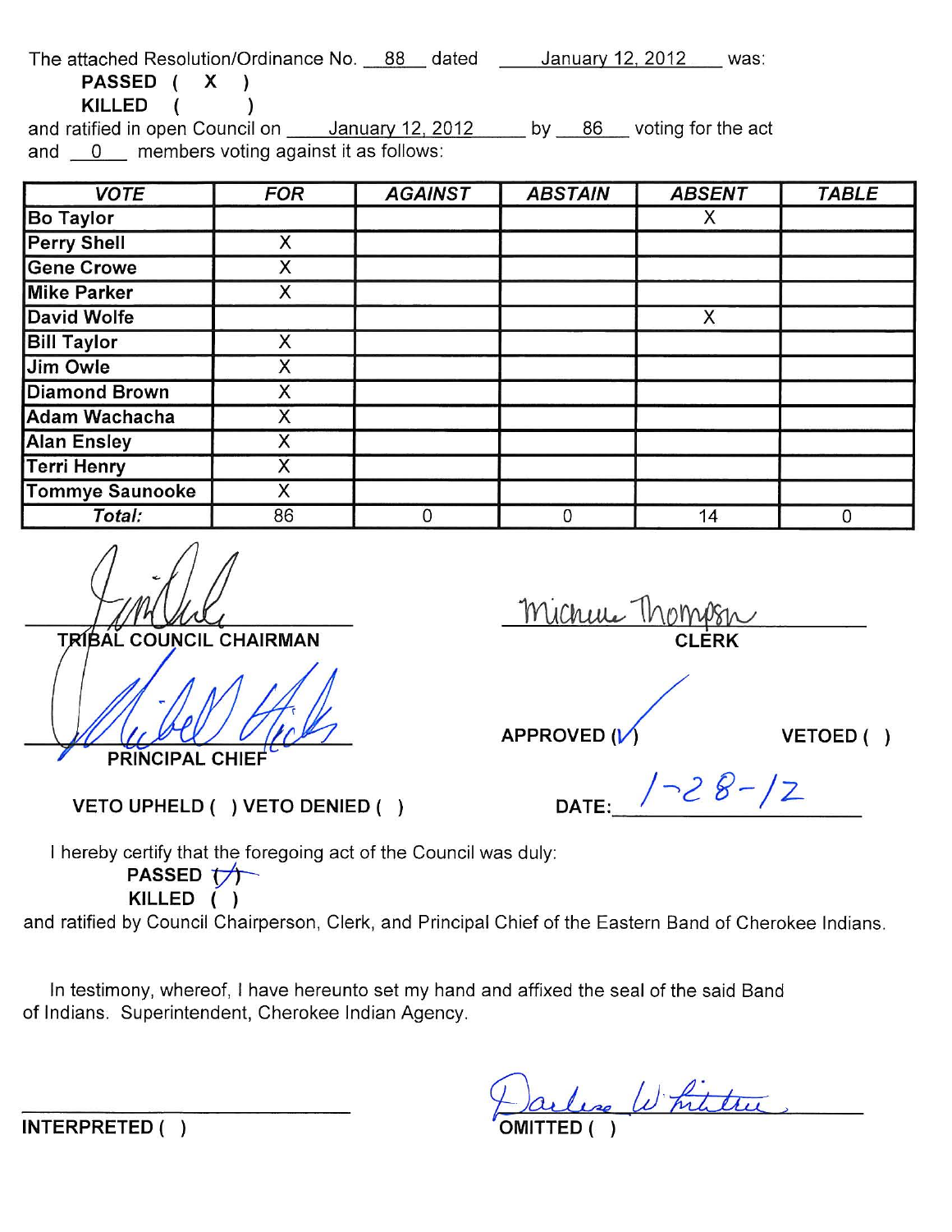The attached Resolution/Ordinance No. 88 dated January 12, 2012 was:

**PASSED ( X )**

**KILLED ( )**

and ratified in open Council on January 12, 2012 by 86 voting for the act and 0 members voting against it as follows:

| VOTE | FOR | AGAINST | ABSTAIN | ABSENT | TABLE |
|---|---|---|---|---|---|
| **Bo Taylor** | | | | X | |
| **Perry Shell** | X | | | | |
| **Gene Crowe** | X | | | | |
| **Mike Parker** | X | | | | |
| **David Wolfe** | | | | X | |
| **Bill Taylor** | X | | | | |
| **Jim Owle** | X | | | | |
| **Diamond Brown** | X | | | | |
| **Adam Wachacha** | X | | | | |
| **Alan Ensley** | X | | | | |
| **Terri Henry** | X | | | | |
| **Tommye Saunooke** | X | | | | |
| ***Total:*** | 86 | 0 | 0 | 14 | 0 |

**TRIBAL COUNCIL CHAIRMAN**

Michelle Thompson
**CLERK**

**PRINCIPAL CHIEF**

**APPROVED (✓)** **VETOED ( )**

**VETO UPHELD ( ) VETO DENIED ( )**

**DATE:** 1-28-12

I hereby certify that the foregoing act of the Council was duly:

**PASSED (✓)**

**KILLED ( )**

and ratified by Council Chairperson, Clerk, and Principal Chief of the Eastern Band of Cherokee Indians.

In testimony, whereof, I have hereunto set my hand and affixed the seal of the said Band of Indians. Superintendent, Cherokee Indian Agency.

**INTERPRETED ( )**

Darlene Whitetree
**OMITTED ( )**